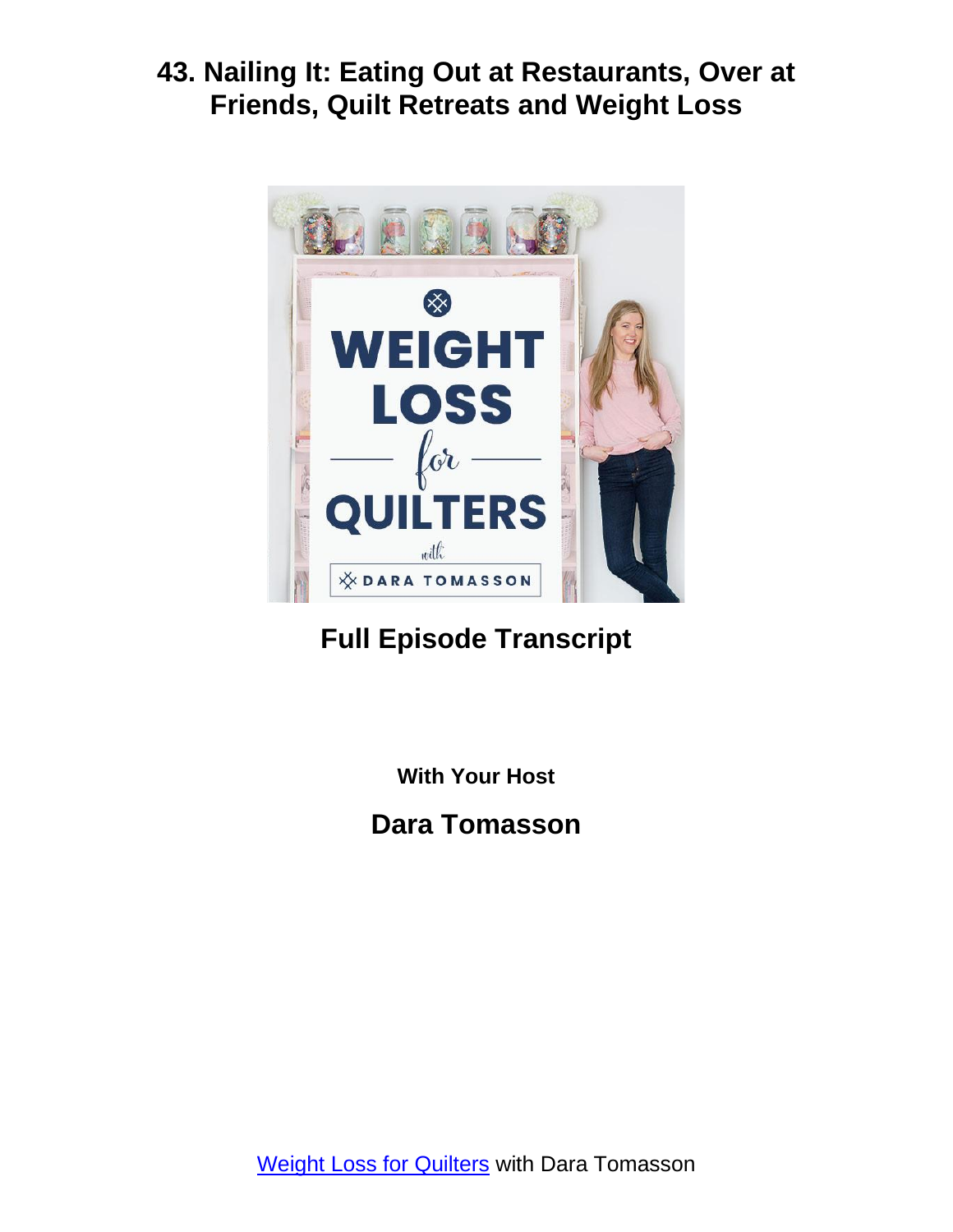# 43. Nailing It: Eating Out at Restaurants, Over at Friends, Quilt Retreats and Weight Loss

## Full Episode Transcript

**With Your Host**

## Dara Tomasson

[Weight Loss for Quilters](#) with Dara Tomasson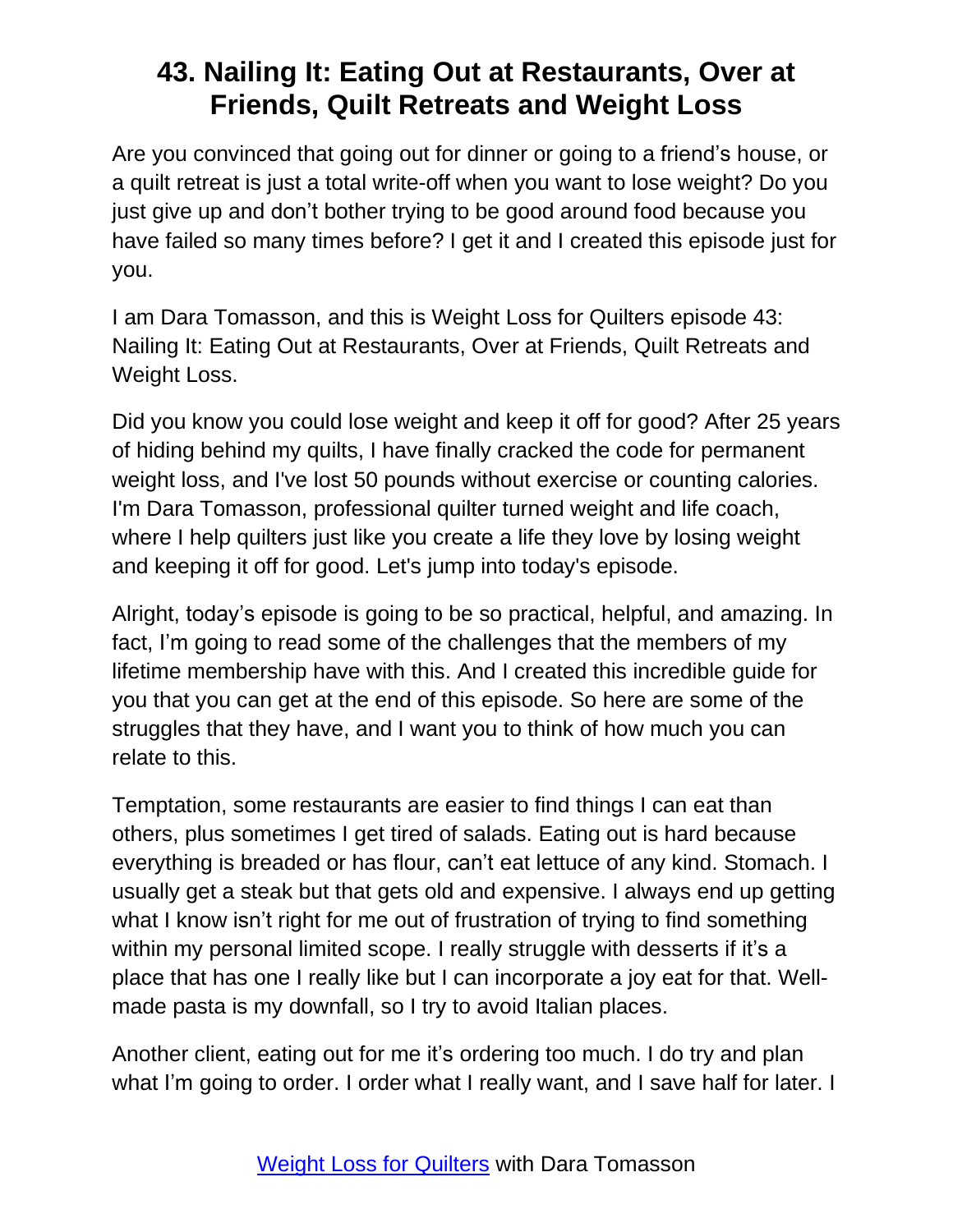# 43. Nailing It: Eating Out at Restaurants, Over at Friends, Quilt Retreats and Weight Loss

Are you convinced that going out for dinner or going to a friend's house, or a quilt retreat is just a total write-off when you want to lose weight? Do you just give up and don't bother trying to be good around food because you have failed so many times before? I get it and I created this episode just for you.

I am Dara Tomasson, and this is Weight Loss for Quilters episode 43: Nailing It: Eating Out at Restaurants, Over at Friends, Quilt Retreats and Weight Loss.

Did you know you could lose weight and keep it off for good? After 25 years of hiding behind my quilts, I have finally cracked the code for permanent weight loss, and I've lost 50 pounds without exercise or counting calories. I'm Dara Tomasson, professional quilter turned weight and life coach, where I help quilters just like you create a life they love by losing weight and keeping it off for good. Let's jump into today's episode.

Alright, today's episode is going to be so practical, helpful, and amazing. In fact, I'm going to read some of the challenges that the members of my lifetime membership have with this. And I created this incredible guide for you that you can get at the end of this episode. So here are some of the struggles that they have, and I want you to think of how much you can relate to this.

Temptation, some restaurants are easier to find things I can eat than others, plus sometimes I get tired of salads. Eating out is hard because everything is breaded or has flour, can't eat lettuce of any kind. Stomach. I usually get a steak but that gets old and expensive. I always end up getting what I know isn't right for me out of frustration of trying to find something within my personal limited scope. I really struggle with desserts if it's a place that has one I really like but I can incorporate a joy eat for that. Well-made pasta is my downfall, so I try to avoid Italian places.

Another client, eating out for me it's ordering too much. I do try and plan what I'm going to order. I order what I really want, and I save half for later. I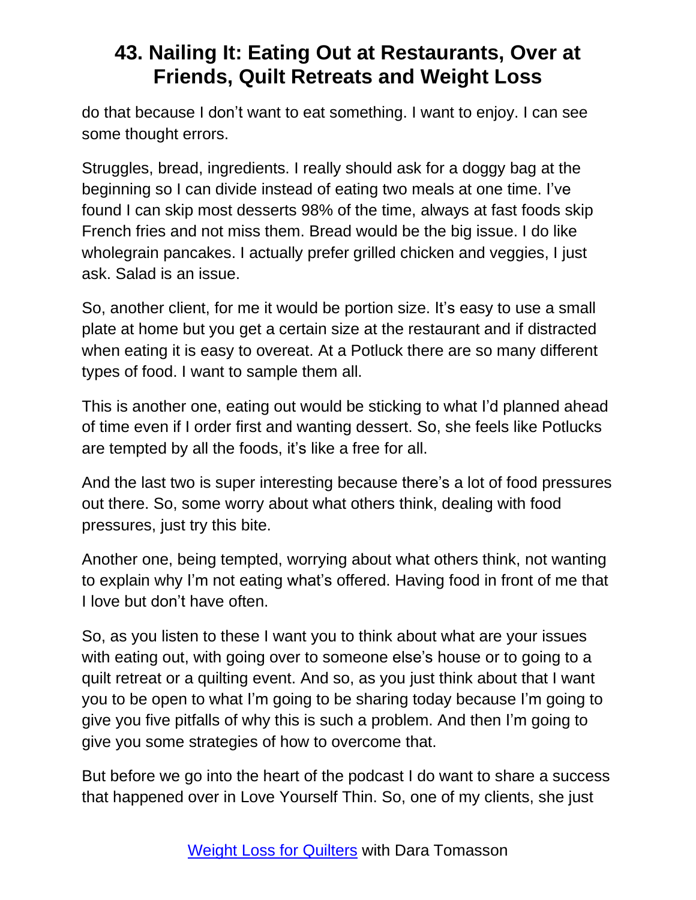do that because I don't want to eat something. I want to enjoy. I can see some thought errors.

Struggles, bread, ingredients. I really should ask for a doggy bag at the beginning so I can divide instead of eating two meals at one time. I've found I can skip most desserts 98% of the time, always at fast foods skip French fries and not miss them. Bread would be the big issue. I do like wholegrain pancakes. I actually prefer grilled chicken and veggies, I just ask. Salad is an issue.

So, another client, for me it would be portion size. It's easy to use a small plate at home but you get a certain size at the restaurant and if distracted when eating it is easy to overeat. At a Potluck there are so many different types of food. I want to sample them all.

This is another one, eating out would be sticking to what I'd planned ahead of time even if I order first and wanting dessert. So, she feels like Potlucks are tempted by all the foods, it's like a free for all.

And the last two is super interesting because there's a lot of food pressures out there. So, some worry about what others think, dealing with food pressures, just try this bite.

Another one, being tempted, worrying about what others think, not wanting to explain why I'm not eating what's offered. Having food in front of me that I love but don't have often.

So, as you listen to these I want you to think about what are your issues with eating out, with going over to someone else's house or to going to a quilt retreat or a quilting event. And so, as you just think about that I want you to be open to what I'm going to be sharing today because I'm going to give you five pitfalls of why this is such a problem. And then I'm going to give you some strategies of how to overcome that.

But before we go into the heart of the podcast I do want to share a success that happened over in Love Yourself Thin. So, one of my clients, she just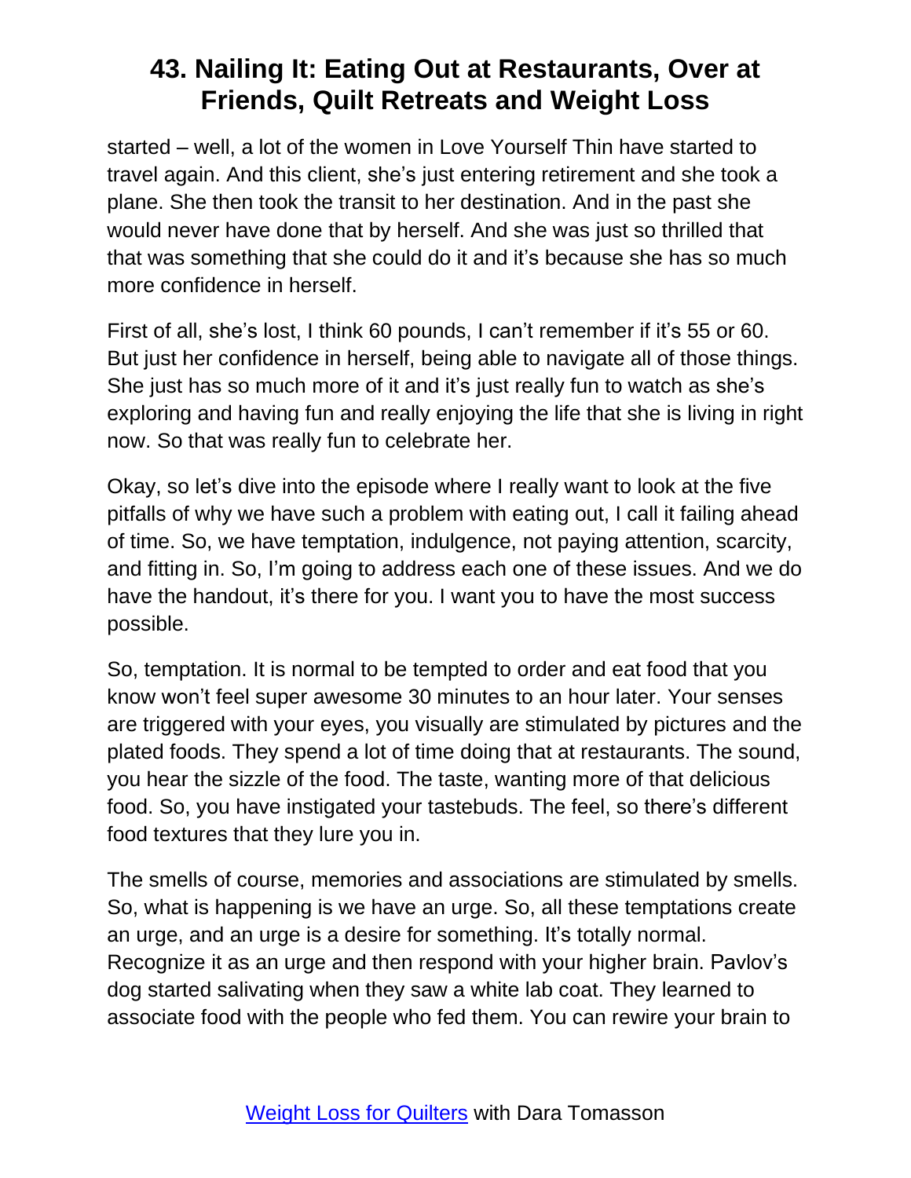started – well, a lot of the women in Love Yourself Thin have started to travel again. And this client, she's just entering retirement and she took a plane. She then took the transit to her destination. And in the past she would never have done that by herself. And she was just so thrilled that that was something that she could do it and it's because she has so much more confidence in herself.

First of all, she's lost, I think 60 pounds, I can't remember if it's 55 or 60. But just her confidence in herself, being able to navigate all of those things. She just has so much more of it and it's just really fun to watch as she's exploring and having fun and really enjoying the life that she is living in right now. So that was really fun to celebrate her.

Okay, so let's dive into the episode where I really want to look at the five pitfalls of why we have such a problem with eating out, I call it failing ahead of time. So, we have temptation, indulgence, not paying attention, scarcity, and fitting in. So, I'm going to address each one of these issues. And we do have the handout, it's there for you. I want you to have the most success possible.

So, temptation. It is normal to be tempted to order and eat food that you know won't feel super awesome 30 minutes to an hour later. Your senses are triggered with your eyes, you visually are stimulated by pictures and the plated foods. They spend a lot of time doing that at restaurants. The sound, you hear the sizzle of the food. The taste, wanting more of that delicious food. So, you have instigated your tastebuds. The feel, so there's different food textures that they lure you in.

The smells of course, memories and associations are stimulated by smells. So, what is happening is we have an urge. So, all these temptations create an urge, and an urge is a desire for something. It's totally normal. Recognize it as an urge and then respond with your higher brain. Pavlov's dog started salivating when they saw a white lab coat. They learned to associate food with the people who fed them. You can rewire your brain to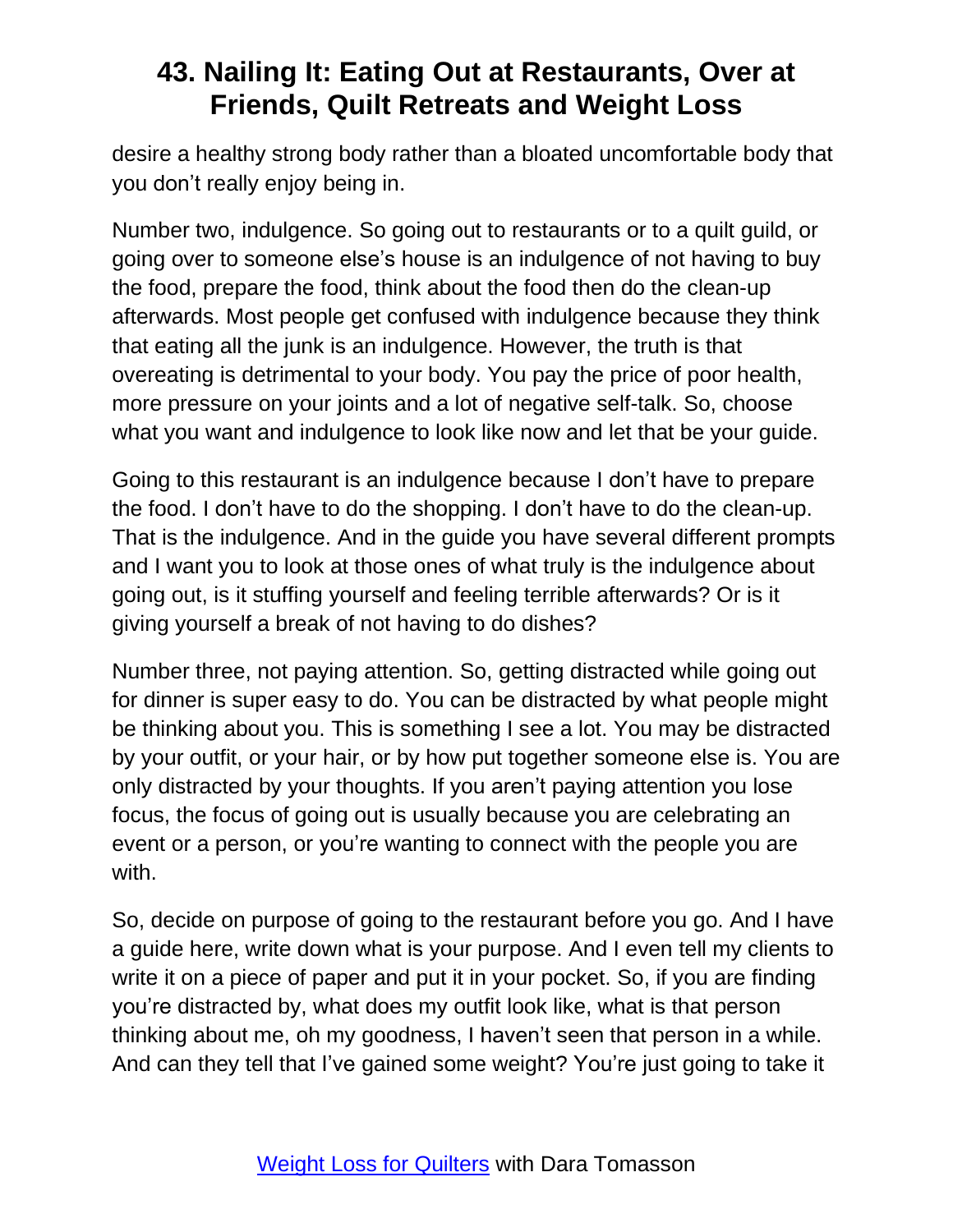desire a healthy strong body rather than a bloated uncomfortable body that you don't really enjoy being in.

Number two, indulgence. So going out to restaurants or to a quilt guild, or going over to someone else's house is an indulgence of not having to buy the food, prepare the food, think about the food then do the clean-up afterwards. Most people get confused with indulgence because they think that eating all the junk is an indulgence. However, the truth is that overeating is detrimental to your body. You pay the price of poor health, more pressure on your joints and a lot of negative self-talk. So, choose what you want and indulgence to look like now and let that be your guide.

Going to this restaurant is an indulgence because I don't have to prepare the food. I don't have to do the shopping. I don't have to do the clean-up. That is the indulgence. And in the guide you have several different prompts and I want you to look at those ones of what truly is the indulgence about going out, is it stuffing yourself and feeling terrible afterwards? Or is it giving yourself a break of not having to do dishes?

Number three, not paying attention. So, getting distracted while going out for dinner is super easy to do. You can be distracted by what people might be thinking about you. This is something I see a lot. You may be distracted by your outfit, or your hair, or by how put together someone else is. You are only distracted by your thoughts. If you aren't paying attention you lose focus, the focus of going out is usually because you are celebrating an event or a person, or you're wanting to connect with the people you are with.

So, decide on purpose of going to the restaurant before you go. And I have a guide here, write down what is your purpose. And I even tell my clients to write it on a piece of paper and put it in your pocket. So, if you are finding you're distracted by, what does my outfit look like, what is that person thinking about me, oh my goodness, I haven't seen that person in a while. And can they tell that I've gained some weight? You're just going to take it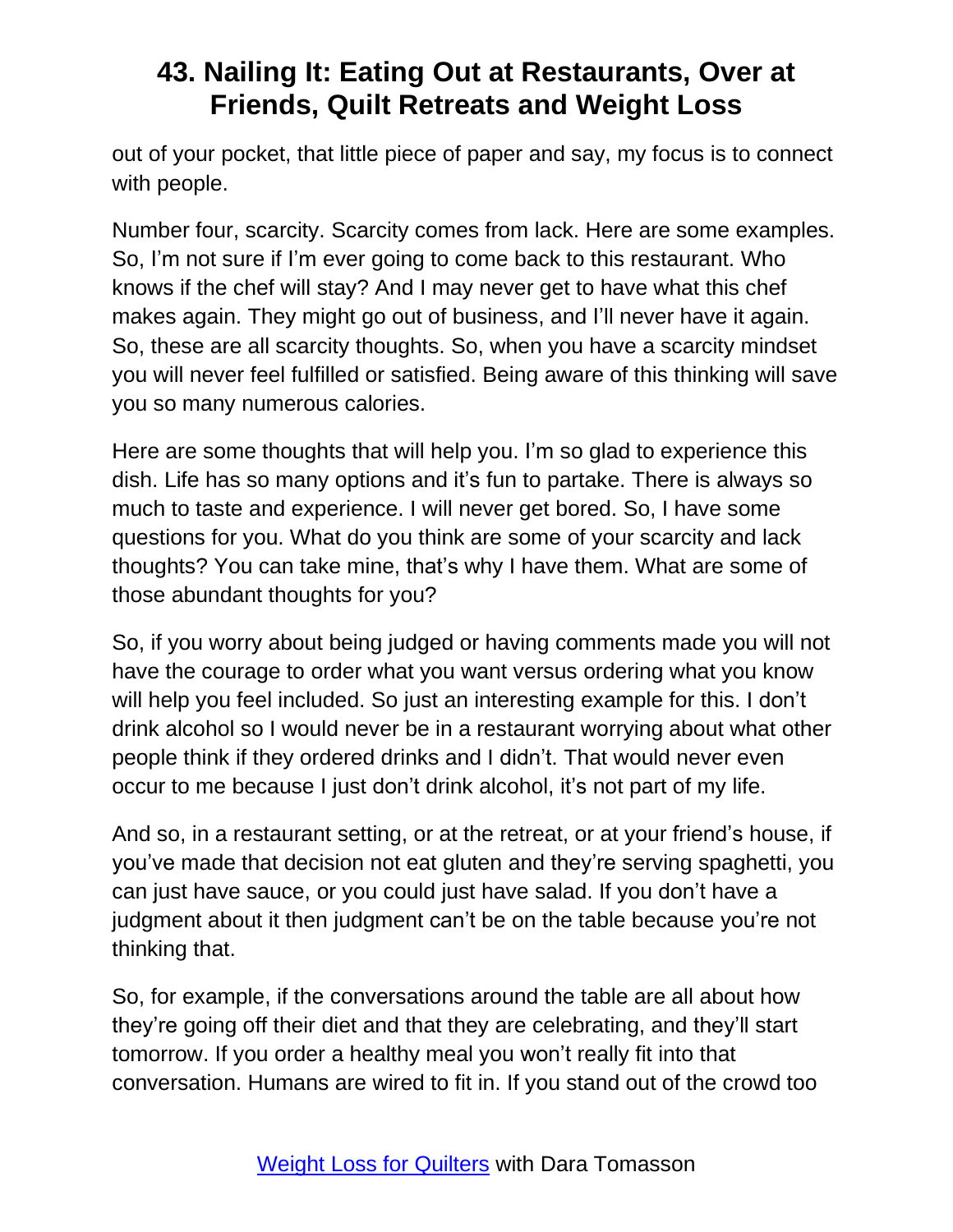out of your pocket, that little piece of paper and say, my focus is to connect with people.

Number four, scarcity. Scarcity comes from lack. Here are some examples. So, I'm not sure if I'm ever going to come back to this restaurant. Who knows if the chef will stay? And I may never get to have what this chef makes again. They might go out of business, and I'll never have it again. So, these are all scarcity thoughts. So, when you have a scarcity mindset you will never feel fulfilled or satisfied. Being aware of this thinking will save you so many numerous calories.

Here are some thoughts that will help you. I'm so glad to experience this dish. Life has so many options and it's fun to partake. There is always so much to taste and experience. I will never get bored. So, I have some questions for you. What do you think are some of your scarcity and lack thoughts? You can take mine, that's why I have them. What are some of those abundant thoughts for you?

So, if you worry about being judged or having comments made you will not have the courage to order what you want versus ordering what you know will help you feel included. So just an interesting example for this. I don't drink alcohol so I would never be in a restaurant worrying about what other people think if they ordered drinks and I didn't. That would never even occur to me because I just don't drink alcohol, it's not part of my life.

And so, in a restaurant setting, or at the retreat, or at your friend's house, if you've made that decision not eat gluten and they're serving spaghetti, you can just have sauce, or you could just have salad. If you don't have a judgment about it then judgment can't be on the table because you're not thinking that.

So, for example, if the conversations around the table are all about how they're going off their diet and that they are celebrating, and they'll start tomorrow. If you order a healthy meal you won't really fit into that conversation. Humans are wired to fit in. If you stand out of the crowd too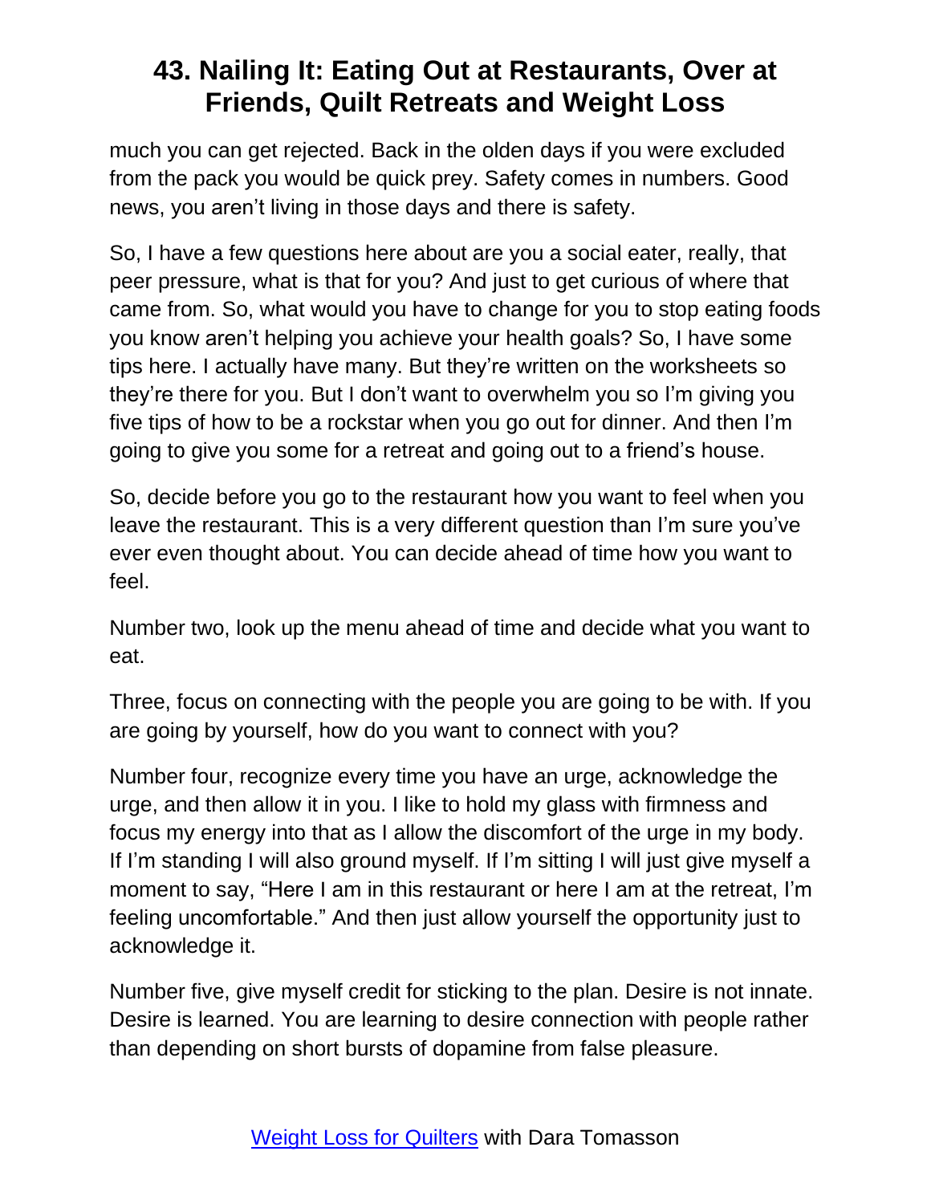much you can get rejected. Back in the olden days if you were excluded from the pack you would be quick prey. Safety comes in numbers. Good news, you aren't living in those days and there is safety.

So, I have a few questions here about are you a social eater, really, that peer pressure, what is that for you? And just to get curious of where that came from. So, what would you have to change for you to stop eating foods you know aren't helping you achieve your health goals? So, I have some tips here. I actually have many. But they're written on the worksheets so they're there for you. But I don't want to overwhelm you so I'm giving you five tips of how to be a rockstar when you go out for dinner. And then I'm going to give you some for a retreat and going out to a friend's house.

So, decide before you go to the restaurant how you want to feel when you leave the restaurant. This is a very different question than I'm sure you've ever even thought about. You can decide ahead of time how you want to feel.

Number two, look up the menu ahead of time and decide what you want to eat.

Three, focus on connecting with the people you are going to be with. If you are going by yourself, how do you want to connect with you?

Number four, recognize every time you have an urge, acknowledge the urge, and then allow it in you. I like to hold my glass with firmness and focus my energy into that as I allow the discomfort of the urge in my body. If I'm standing I will also ground myself. If I'm sitting I will just give myself a moment to say, "Here I am in this restaurant or here I am at the retreat, I'm feeling uncomfortable." And then just allow yourself the opportunity just to acknowledge it.

Number five, give myself credit for sticking to the plan. Desire is not innate. Desire is learned. You are learning to desire connection with people rather than depending on short bursts of dopamine from false pleasure.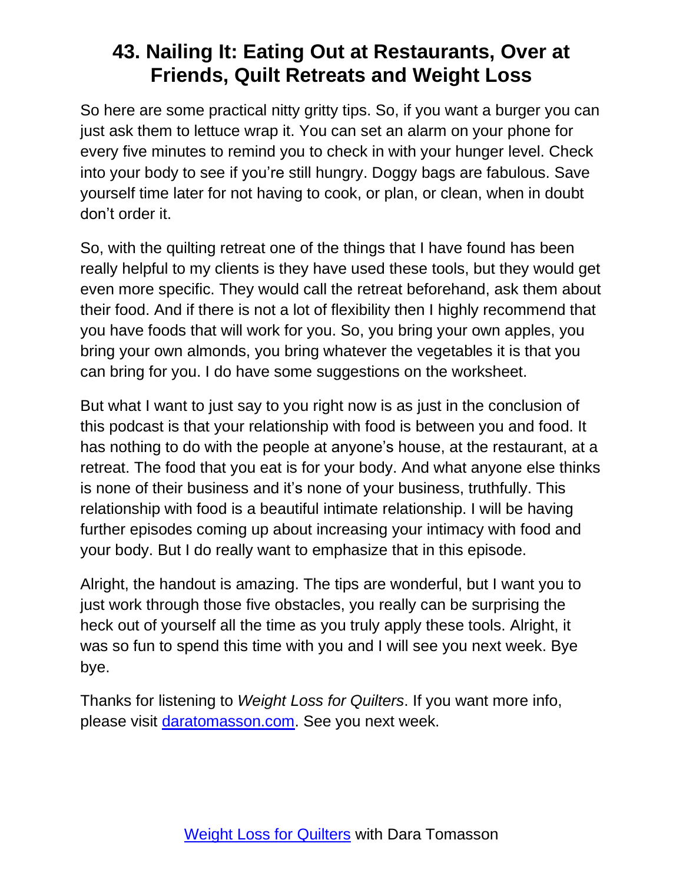# 43. Nailing It: Eating Out at Restaurants, Over at Friends, Quilt Retreats and Weight Loss

So here are some practical nitty gritty tips. So, if you want a burger you can just ask them to lettuce wrap it. You can set an alarm on your phone for every five minutes to remind you to check in with your hunger level. Check into your body to see if you're still hungry. Doggy bags are fabulous. Save yourself time later for not having to cook, or plan, or clean, when in doubt don't order it.

So, with the quilting retreat one of the things that I have found has been really helpful to my clients is they have used these tools, but they would get even more specific. They would call the retreat beforehand, ask them about their food. And if there is not a lot of flexibility then I highly recommend that you have foods that will work for you. So, you bring your own apples, you bring your own almonds, you bring whatever the vegetables it is that you can bring for you. I do have some suggestions on the worksheet.

But what I want to just say to you right now is as just in the conclusion of this podcast is that your relationship with food is between you and food. It has nothing to do with the people at anyone's house, at the restaurant, at a retreat. The food that you eat is for your body. And what anyone else thinks is none of their business and it's none of your business, truthfully. This relationship with food is a beautiful intimate relationship. I will be having further episodes coming up about increasing your intimacy with food and your body. But I do really want to emphasize that in this episode.

Alright, the handout is amazing. The tips are wonderful, but I want you to just work through those five obstacles, you really can be surprising the heck out of yourself all the time as you truly apply these tools. Alright, it was so fun to spend this time with you and I will see you next week. Bye bye.

Thanks for listening to *Weight Loss for Quilters*. If you want more info, please visit [daratomasson.com](daratomasson.com). See you next week.